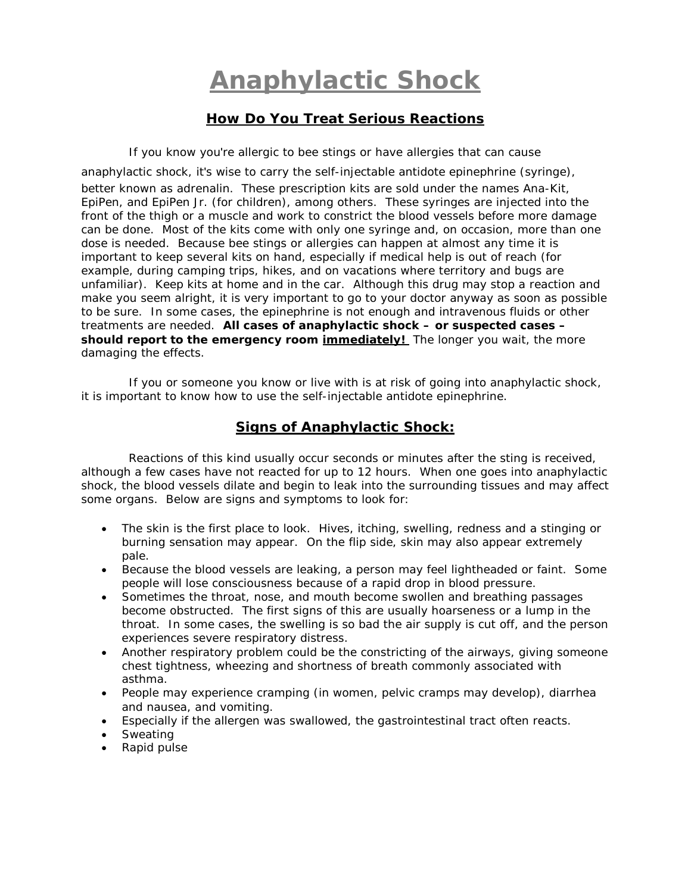# Anaphylactic Shock

## How Do You Treat Serious Reactions

If you know you're allergic to bee stings or have allergies that can cause anaphylactic shock, it's wise to carry the self-injectable antidote epinephrine (syringe), better known as adrenalin. These prescription kits are sold under the names Ana-Kit, EpiPen, and EpiPen Jr. (for children), among others. These syringes are injected into the front of the thigh or a muscle and work to constrict the blood vessels before more damage can be done. Most of the kits come with only one syringe and, on occasion, more than one dose is needed. Because bee stings or allergies can happen at almost any time it is important to keep several kits on hand, especially if medical help is out of reach (for example, during camping trips, hikes, and on vacations where territory and bugs are unfamiliar). Keep kits at home and in the car. Although this drug may stop a reaction and make you seem alright, it is very important to go to your doctor anyway as soon as possible to be sure. In some cases, the epinephrine is not enough and intravenous fluids or other treatments are needed. **All cases of anaphylactic shock – or suspected cases – should report to the emergency room <u>immediately!</u>** The longer you wait, the more damaging the effects.

If you or someone you know or live with is at risk of going into anaphylactic shock, it is important to know how to use the self-injectable antidote epinephrine.

## Signs of Anaphylactic Shock:

Reactions of this kind usually occur seconds or minutes after the sting is received, although a few cases have not reacted for up to 12 hours. When one goes into anaphylactic shock, the blood vessels dilate and begin to leak into the surrounding tissues and may affect some organs. Below are signs and symptoms to look for:

- The skin is the first place to look. Hives, itching, swelling, redness and a stinging or burning sensation may appear. On the flip side, skin may also appear extremely pale.
- Because the blood vessels are leaking, a person may feel lightheaded or faint. Some people will lose consciousness because of a rapid drop in blood pressure.
- Sometimes the throat, nose, and mouth become swollen and breathing passages become obstructed. The first signs of this are usually hoarseness or a lump in the throat. In some cases, the swelling is so bad the air supply is cut off, and the person experiences severe respiratory distress.
- Another respiratory problem could be the constricting of the airways, giving someone chest tightness, wheezing and shortness of breath commonly associated with asthma.
- People may experience cramping (in women, pelvic cramps may develop), diarrhea and nausea, and vomiting.
- Especially if the allergen was swallowed, the gastrointestinal tract often reacts.
- Sweating
- Rapid pulse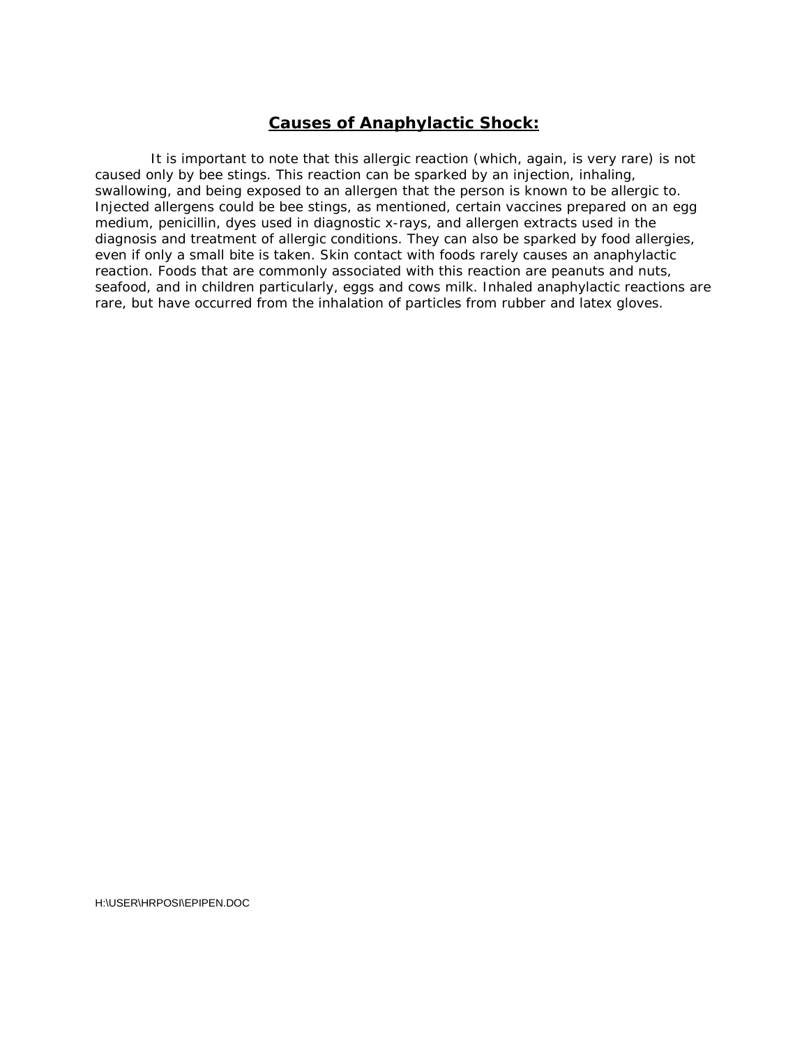# **Causes of Anaphylactic Shock:**

It is important to note that this allergic reaction (which, again, is very rare) is not caused only by bee stings. This reaction can be sparked by an injection, inhaling, swallowing, and being exposed to an allergen that the person is known to be allergic to. Injected allergens could be bee stings, as mentioned, certain vaccines prepared on an egg medium, penicillin, dyes used in diagnostic x-rays, and allergen extracts used in the diagnosis and treatment of allergic conditions. They can also be sparked by food allergies, even if only a small bite is taken. Skin contact with foods rarely causes an anaphylactic reaction. Foods that are commonly associated with this reaction are peanuts and nuts, seafood, and in children particularly, eggs and cows milk. Inhaled anaphylactic reactions are rare, but have occurred from the inhalation of particles from rubber and latex gloves.